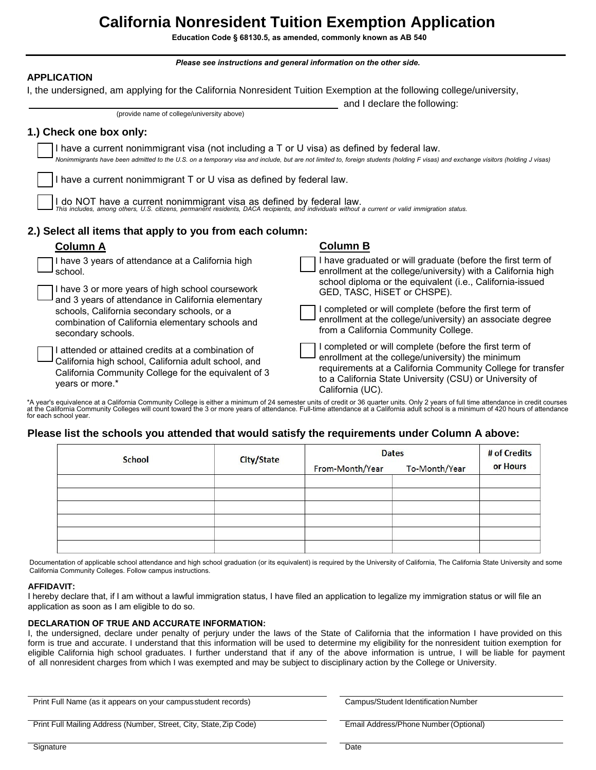# California Nonresident Tuition Exemption Application

**Education Code § 68130.5, as amended, commonly known as AB 540**

***Please see instructions and general information on the other side.***

**APPLICATION**

I, the undersigned, am applying for the California Nonresident Tuition Exemption at the following college/university,

______________________________________________ and I declare the following:

(provide name of college/university above)

### 1.) Check one box only:

☐ I have a current nonimmigrant visa (not including a T or U visa) as defined by federal law.
*Nonimmigrants have been admitted to the U.S. on a temporary visa and include, but are not limited to, foreign students (holding F visas) and exchange visitors (holding J visas)*

☐ I have a current nonimmigrant T or U visa as defined by federal law.

☐ I do NOT have a current nonimmigrant visa as defined by federal law.
*This includes, among others, U.S. citizens, permanent residents, DACA recipients, and individuals without a current or valid immigration status.*

### 2.) Select all items that apply to you from each column:

**Column A**

☐ I have 3 years of attendance at a California high school.

☐ I have 3 or more years of high school coursework and 3 years of attendance in California elementary schools, California secondary schools, or a combination of California elementary schools and secondary schools.

☐ I attended or attained credits at a combination of California high school, California adult school, and California Community College for the equivalent of 3 years or more.*

**Column B**

☐ I have graduated or will graduate (before the first term of enrollment at the college/university) with a California high school diploma or the equivalent (i.e., California-issued GED, TASC, HiSET or CHSPE).

☐ I completed or will complete (before the first term of enrollment at the college/university) an associate degree from a California Community College.

☐ I completed or will complete (before the first term of enrollment at the college/university) the minimum requirements at a California Community College for transfer to a California State University (CSU) or University of California (UC).

*A year's equivalence at a California Community College is either a minimum of 24 semester units of credit or 36 quarter units. Only 2 years of full time attendance in credit courses at the California Community Colleges will count toward the 3 or more years of attendance. Full-time attendance at a California adult school is a minimum of 420 hours of attendance for each school year.

### Please list the schools you attended that would satisfy the requirements under Column A above:

| School | City/State | Dates | | # of Credits or Hours |
|---|---|---|---|---|
| | | From-Month/Year | To-Month/Year | |
| | | | | |
| | | | | |
| | | | | |
| | | | | |
| | | | | |
| | | | | |

Documentation of applicable school attendance and high school graduation (or its equivalent) is required by the University of California, The California State University and some California Community Colleges. Follow campus instructions.

**AFFIDAVIT:**

I hereby declare that, if I am without a lawful immigration status, I have filed an application to legalize my immigration status or will file an application as soon as I am eligible to do so.

**DECLARATION OF TRUE AND ACCURATE INFORMATION:**

I, the undersigned, declare under penalty of perjury under the laws of the State of California that the information I have provided on this form is true and accurate. I understand that this information will be used to determine my eligibility for the nonresident tuition exemption for eligible California high school graduates. I further understand that if any of the above information is untrue, I will be liable for payment of all nonresident charges from which I was exempted and may be subject to disciplinary action by the College or University.

______________________________________________ ______________________________________________
Print Full Name (as it appears on your campus student records) Campus/Student Identification Number

______________________________________________ ______________________________________________
Print Full Mailing Address (Number, Street, City, State, Zip Code) Email Address/Phone Number (Optional)

______________________________________________ ______________________________________________
Signature Date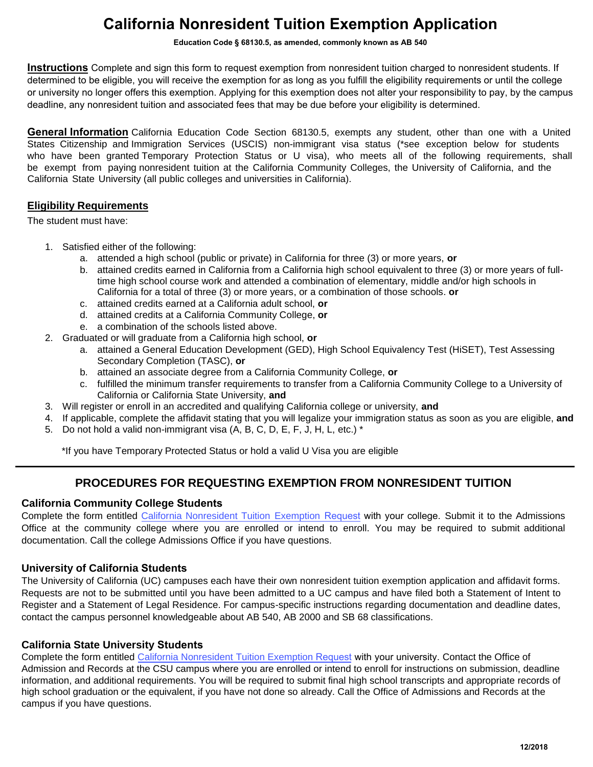# California Nonresident Tuition Exemption Application

**Education Code § 68130.5, as amended, commonly known as AB 540**

**Instructions** Complete and sign this form to request exemption from nonresident tuition charged to nonresident students. If determined to be eligible, you will receive the exemption for as long as you fulfill the eligibility requirements or until the college or university no longer offers this exemption. Applying for this exemption does not alter your responsibility to pay, by the campus deadline, any nonresident tuition and associated fees that may be due before your eligibility is determined.

**General Information** California Education Code Section 68130.5, exempts any student, other than one with a United States Citizenship and Immigration Services (USCIS) non-immigrant visa status (*see exception below for students who have been granted Temporary Protection Status or U visa), who meets all of the following requirements, shall be exempt from paying nonresident tuition at the California Community Colleges, the University of California, and the California State University (all public colleges and universities in California).

## Eligibility Requirements

The student must have:

1. Satisfied either of the following:
   a. attended a high school (public or private) in California for three (3) or more years, **or**
   b. attained credits earned in California from a California high school equivalent to three (3) or more years of full-time high school course work and attended a combination of elementary, middle and/or high schools in California for a total of three (3) or more years, or a combination of those schools. **or**
   c. attained credits earned at a California adult school, **or**
   d. attained credits at a California Community College, **or**
   e. a combination of the schools listed above.
2. Graduated or will graduate from a California high school, **or**
   a. attained a General Education Development (GED), High School Equivalency Test (HiSET), Test Assessing Secondary Completion (TASC), **or**
   b. attained an associate degree from a California Community College, **or**
   c. fulfilled the minimum transfer requirements to transfer from a California Community College to a University of California or California State University, **and**
3. Will register or enroll in an accredited and qualifying California college or university, **and**
4. If applicable, complete the affidavit stating that you will legalize your immigration status as soon as you are eligible, **and**
5. Do not hold a valid non-immigrant visa (A, B, C, D, E, F, J, H, L, etc.) *

*If you have Temporary Protected Status or hold a valid U Visa you are eligible

---

## PROCEDURES FOR REQUESTING EXEMPTION FROM NONRESIDENT TUITION

### California Community College Students

Complete the form entitled California Nonresident Tuition Exemption Request with your college. Submit it to the Admissions Office at the community college where you are enrolled or intend to enroll. You may be required to submit additional documentation. Call the college Admissions Office if you have questions.

### University of California Students

The University of California (UC) campuses each have their own nonresident tuition exemption application and affidavit forms. Requests are not to be submitted until you have been admitted to a UC campus and have filed both a Statement of Intent to Register and a Statement of Legal Residence. For campus-specific instructions regarding documentation and deadline dates, contact the campus personnel knowledgeable about AB 540, AB 2000 and SB 68 classifications.

### California State University Students

Complete the form entitled California Nonresident Tuition Exemption Request with your university. Contact the Office of Admission and Records at the CSU campus where you are enrolled or intend to enroll for instructions on submission, deadline information, and additional requirements. You will be required to submit final high school transcripts and appropriate records of high school graduation or the equivalent, if you have not done so already. Call the Office of Admissions and Records at the campus if you have questions.

**12/2018**